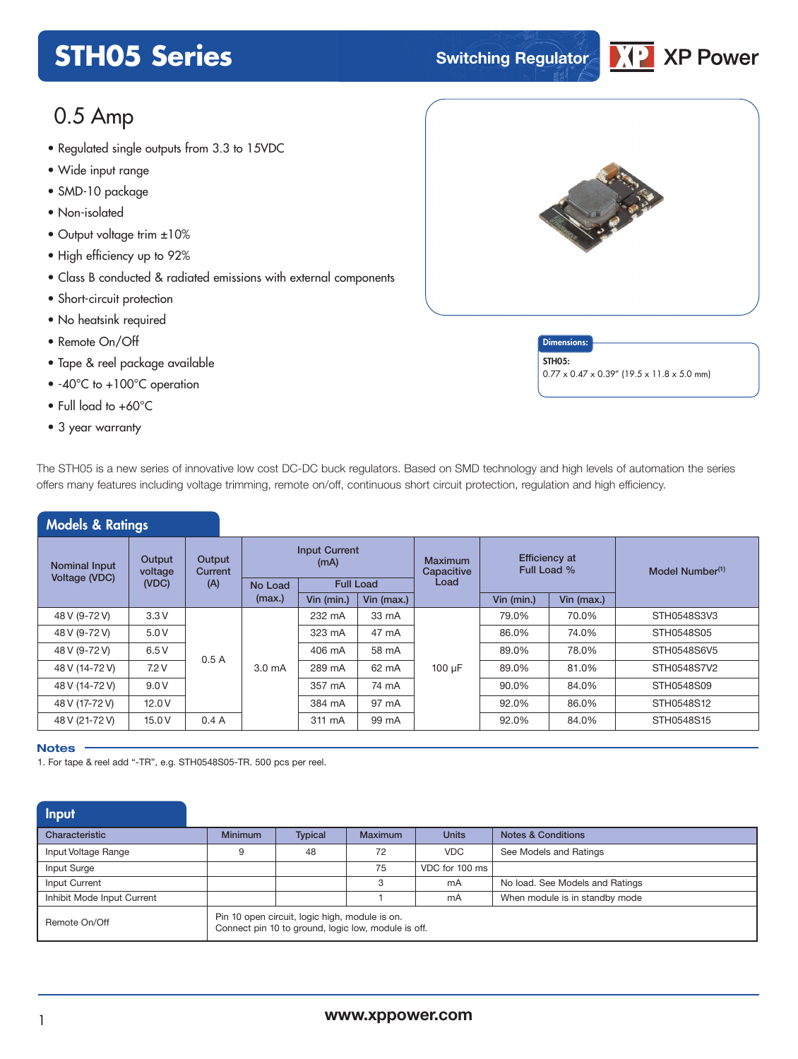# STH05 Series

Switching Regulator

XP Power

## 0.5 Amp

- Regulated single outputs from 3.3 to 15VDC
- Wide input range
- SMD-10 package
- Non-isolated
- Output voltage trim ±10%
- High efficiency up to 92%
- Class B conducted & radiated emissions with external components
- Short-circuit protection
- No heatsink required
- Remote On/Off
- Tape & reel package available
- -40°C to +100°C operation
- Full load to +60°C
- 3 year warranty

**Dimensions:**

**STH05:**
0.77 x 0.47 x 0.39" (19.5 x 11.8 x 5.0 mm)

The STH05 is a new series of innovative low cost DC-DC buck regulators. Based on SMD technology and high levels of automation the series offers many features including voltage trimming, remote on/off, continuous short circuit protection, regulation and high efficiency.

## Models & Ratings

| Nominal Input Voltage (VDC) | Output voltage (VDC) | Output Current (A) | Input Current (mA) | | | Maximum Capacitive Load | Efficiency at Full Load % | | Model Number[1] |
|---|---|---|---|---|---|---|---|---|---|
| | | | No Load (max.) | Full Load Vin (min.) | Full Load Vin (max.) | | Vin (min.) | Vin (max.) | |
| 48 V (9-72 V) | 3.3 V | 0.5 A | 3.0 mA | 232 mA | 33 mA | 100 µF | 79.0% | 70.0% | STH0548S3V3 |
| 48 V (9-72 V) | 5.0 V | 0.5 A | 3.0 mA | 323 mA | 47 mA | 100 µF | 86.0% | 74.0% | STH0548S05 |
| 48 V (9-72 V) | 6.5 V | 0.5 A | 3.0 mA | 406 mA | 58 mA | 100 µF | 89.0% | 78.0% | STH0548S6V5 |
| 48 V (14-72 V) | 7.2 V | 0.5 A | 3.0 mA | 289 mA | 62 mA | 100 µF | 89.0% | 81.0% | STH0548S7V2 |
| 48 V (14-72 V) | 9.0 V | 0.5 A | 3.0 mA | 357 mA | 74 mA | 100 µF | 90.0% | 84.0% | STH0548S09 |
| 48 V (17-72 V) | 12.0 V | 0.5 A | 3.0 mA | 384 mA | 97 mA | 100 µF | 92.0% | 86.0% | STH0548S12 |
| 48 V (21-72 V) | 15.0 V | 0.4 A | 3.0 mA | 311 mA | 99 mA | 100 µF | 92.0% | 84.0% | STH0548S15 |

**Notes**

1. For tape & reel add "-TR", e.g. STH0548S05-TR. 500 pcs per reel.

## Input

| Characteristic | Minimum | Typical | Maximum | Units | Notes & Conditions |
|---|---|---|---|---|---|
| Input Voltage Range | 9 | 48 | 72 | VDC | See Models and Ratings |
| Input Surge | | | 75 | VDC for 100 ms | |
| Input Current | | | 3 | mA | No load. See Models and Ratings |
| Inhibit Mode Input Current | | | 1 | mA | When module is in standby mode |
| Remote On/Off | Pin 10 open circuit, logic high, module is on. Connect pin 10 to ground, logic low, module is off. | | | | |

www.xppower.com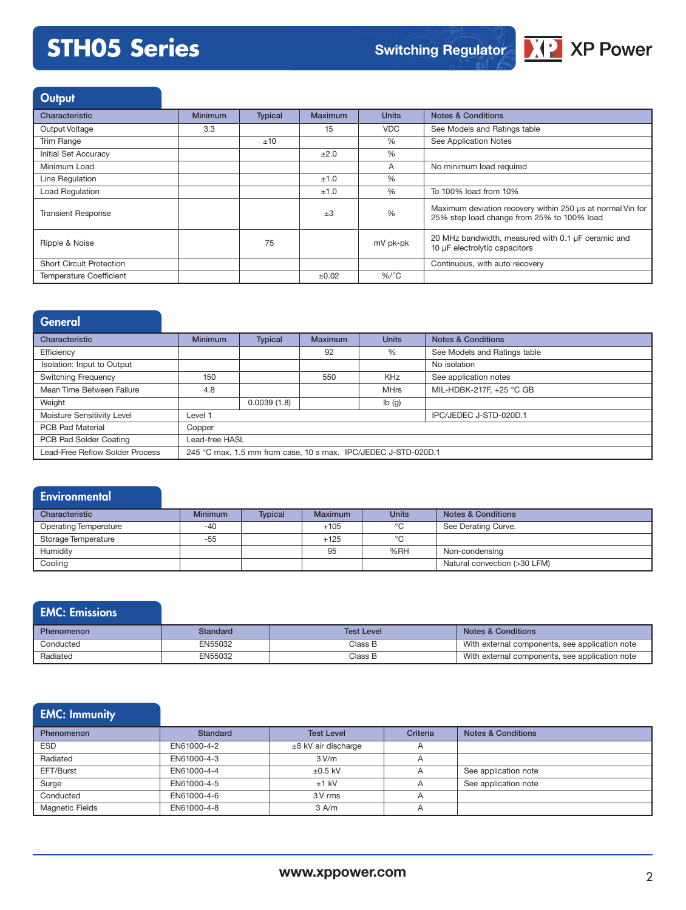## Output

| Characteristic | Minimum | Typical | Maximum | Units | Notes & Conditions |
|---|---|---|---|---|---|
| Output Voltage | 3.3 | | 15 | VDC | See Models and Ratings table |
| Trim Range | | ±10 | | % | See Application Notes |
| Initial Set Accuracy | | | ±2.0 | % | |
| Minimum Load | | | | A | No minimum load required |
| Line Regulation | | | ±1.0 | % | |
| Load Regulation | | | ±1.0 | % | To 100% load from 10% |
| Transient Response | | | ±3 | % | Maximum deviation recovery within 250 µs at normal Vin for 25% step load change from 25% to 100% load |
| Ripple & Noise | | 75 | | mV pk-pk | 20 MHz bandwidth, measured with 0.1 µF ceramic and 10 µF electrolytic capacitors |
| Short Circuit Protection | | | | | Continuous, with auto recovery |
| Temperature Coefficient | | | ±0.02 | %/˚C | |

## General

| Characteristic | Minimum | Typical | Maximum | Units | Notes & Conditions |
|---|---|---|---|---|---|
| Efficiency | | | 92 | % | See Models and Ratings table |
| Isolation: Input to Output | | | | | No isolation |
| Switching Frequency | 150 | | 550 | KHz | See application notes |
| Mean Time Between Failure | 4.8 | | | MHrs | MIL-HDBK-217F, +25 °C GB |
| Weight | | 0.0039 (1.8) | | lb (g) | |
| Moisture Sensitivity Level | Level 1 | | | | IPC/JEDEC J-STD-020D.1 |
| PCB Pad Material | Copper | | | | |
| PCB Pad Solder Coating | Lead-free HASL | | | | |
| Lead-Free Reflow Solder Process | 245 °C max, 1.5 mm from case, 10 s max. IPC/JEDEC J-STD-020D.1 | | | | |

## Environmental

| Characteristic | Minimum | Typical | Maximum | Units | Notes & Conditions |
|---|---|---|---|---|---|
| Operating Temperature | -40 | | +105 | °C | See Derating Curve. |
| Storage Temperature | -55 | | +125 | °C | |
| Humidity | | | 95 | %RH | Non-condensing |
| Cooling | | | | | Natural convection (>30 LFM) |

## EMC: Emissions

| Phenomenon | Standard | Test Level | Notes & Conditions |
|---|---|---|---|
| Conducted | EN55032 | Class B | With external components, see application note |
| Radiated | EN55032 | Class B | With external components, see application note |

## EMC: Immunity

| Phenomenon | Standard | Test Level | Criteria | Notes & Conditions |
|---|---|---|---|---|
| ESD | EN61000-4-2 | ±8 kV air discharge | A | |
| Radiated | EN61000-4-3 | 3 V/m | A | |
| EFT/Burst | EN61000-4-4 | ±0.5 kV | A | See application note |
| Surge | EN61000-4-5 | ±1 kV | A | See application note |
| Conducted | EN61000-4-6 | 3 V rms | A | |
| Magnetic Fields | EN61000-4-8 | 3 A/m | A | |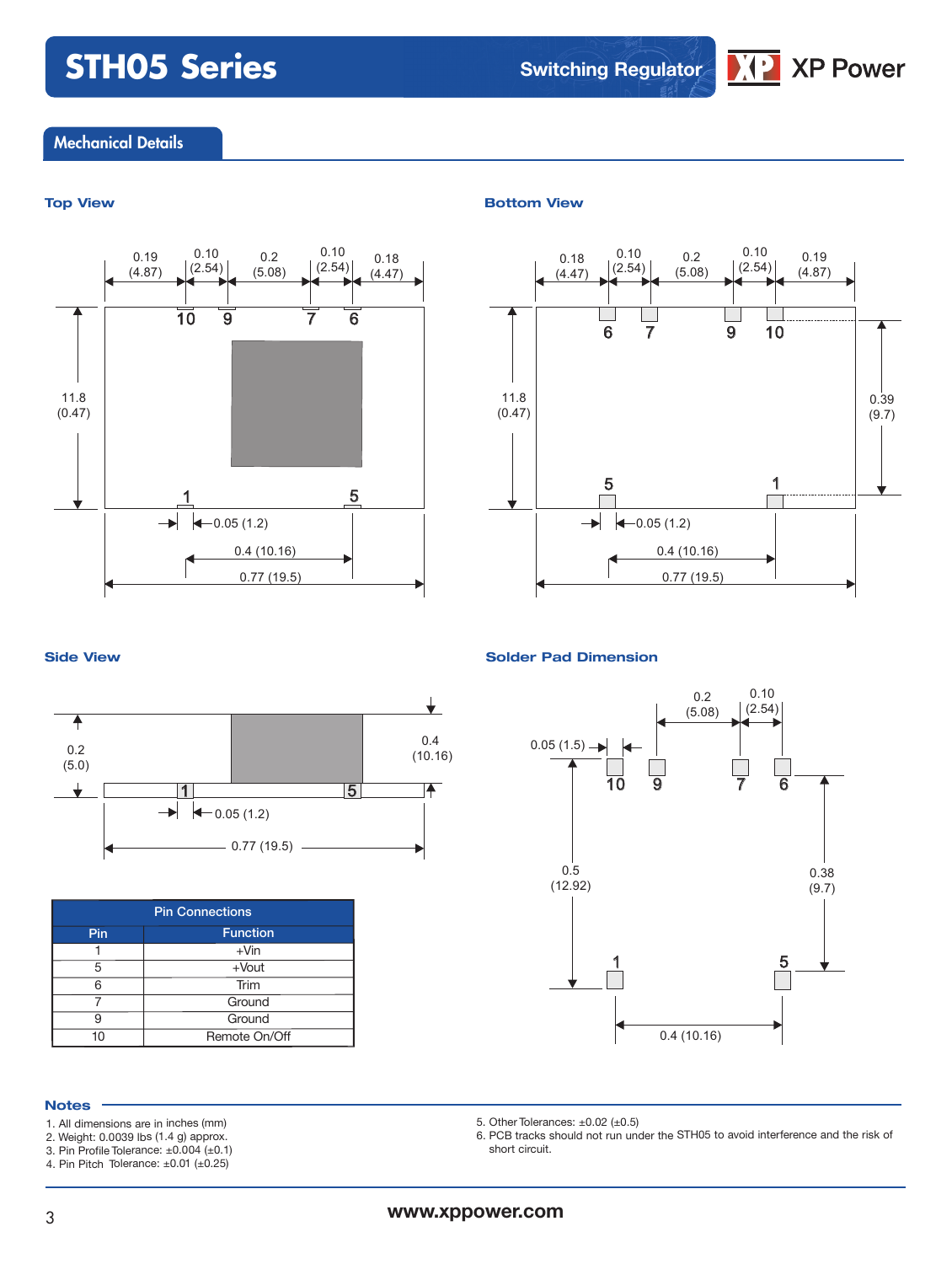## Mechanical Details

### Top View

0.19 (4.87) | 0.10 (2.54) | 0.2 (5.08) | 0.10 (2.54) | 0.18 (4.47)

10 9 7 6

11.8 (0.47)

1 5

0.05 (1.2)

0.4 (10.16)

0.77 (19.5)

### Bottom View

0.18 (4.47) | 0.10 (2.54) | 0.2 (5.08) | 0.10 (2.54) | 0.19 (4.87)

6 7 9 10

11.8 (0.47)

0.39 (9.7)

5 1

0.05 (1.2)

0.4 (10.16)

0.77 (19.5)

### Side View

0.2 (5.0)

0.4 (10.16)

1 5

0.05 (1.2)

0.77 (19.5)

### Solder Pad Dimension

0.05 (1.5) | 0.2 (5.08) | 0.10 (2.54)

10 9 7 6

0.5 (12.92)

0.38 (9.7)

1 5

0.4 (10.16)

| Pin Connections | |
|---|---|
| **Pin** | **Function** |
| 1 | +Vin |
| 5 | +Vout |
| 6 | Trim |
| 7 | Ground |
| 9 | Ground |
| 10 | Remote On/Off |

### Notes

1. All dimensions are in inches (mm)
2. Weight: 0.0039 lbs (1.4 g) approx.
3. Pin Profile Tolerance: ±0.004 (±0.1)
4. Pin Pitch Tolerance: ±0.01 (±0.25)
5. Other Tolerances: ±0.02 (±0.5)
6. PCB tracks should not run under the STH05 to avoid interference and the risk of short circuit.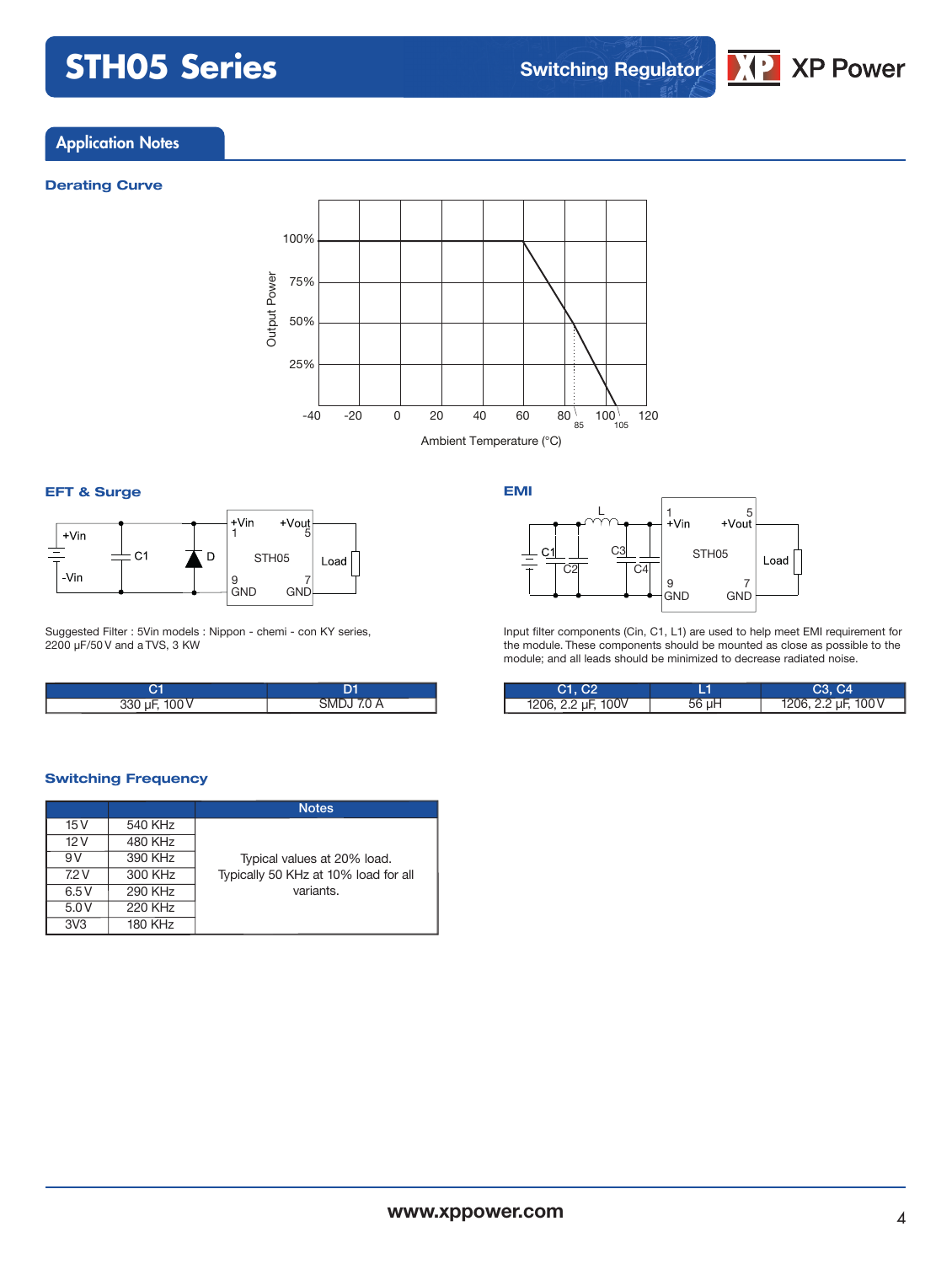## Application Notes

### Derating Curve

Output Power

Ambient Temperature (°C)

### EFT & Surge

Suggested Filter : 5Vin models : Nippon - chemi - con KY series, 2200 µF/50 V and a TVS, 3 KW

| C1 | D1 |
|---|---|
| 330 µF, 100 V | SMDJ 7.0 A |

### EMI

Input filter components (Cin, C1, L1) are used to help meet EMI requirement for the module. These components should be mounted as close as possible to the module; and all leads should be minimized to decrease radiated noise.

| C1, C2 | L1 | C3, C4 |
|---|---|---|
| 1206, 2.2 µF, 100V | 56 µH | 1206, 2.2 µF, 100 V |

### Switching Frequency

| | | Notes |
|---|---|---|
| 15 V | 540 KHz | Typical values at 20% load. Typically 50 KHz at 10% load for all variants. |
| 12 V | 480 KHz | |
| 9 V | 390 KHz | |
| 7.2 V | 300 KHz | |
| 6.5 V | 290 KHz | |
| 5.0 V | 220 KHz | |
| 3V3 | 180 KHz | |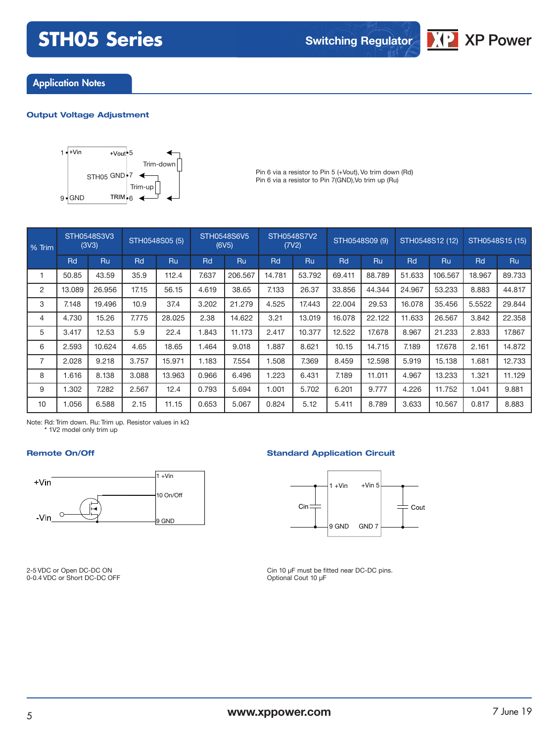## Application Notes

### Output Voltage Adjustment

1 +Vin
+Vout 5
Trim-down
STH05 GND 7
Trim-up
9 GND
TRIM 6

Pin 6 via a resistor to Pin 5 (+Vout), Vo trim down (Rd)
Pin 6 via a resistor to Pin 7(GND),Vo trim up (Ru)

| % Trim | STH0548S3V3 (3V3) | | STH0548S05 (5) | | STH0548S6V5 (6V5) | | STH0548S7V2 (7V2) | | STH0548S09 (9) | | STH0548S12 (12) | | STH0548S15 (15) | |
|---|---|---|---|---|---|---|---|---|---|---|---|---|---|---|
| | Rd | Ru | Rd | Ru | Rd | Ru | Rd | Ru | Rd | Ru | Rd | Ru | Rd | Ru |
| 1 | 50.85 | 43.59 | 35.9 | 112.4 | 7.637 | 206.567 | 14.781 | 53.792 | 69.411 | 88.789 | 51.633 | 106.567 | 18.967 | 89.733 |
| 2 | 13.089 | 26.956 | 17.15 | 56.15 | 4.619 | 38.65 | 7.133 | 26.37 | 33.856 | 44.344 | 24.967 | 53.233 | 8.883 | 44.817 |
| 3 | 7.148 | 19.496 | 10.9 | 37.4 | 3.202 | 21.279 | 4.525 | 17.443 | 22.004 | 29.53 | 16.078 | 35.456 | 5.5522 | 29.844 |
| 4 | 4.730 | 15.26 | 7.775 | 28.025 | 2.38 | 14.622 | 3.21 | 13.019 | 16.078 | 22.122 | 11.633 | 26.567 | 3.842 | 22.358 |
| 5 | 3.417 | 12.53 | 5.9 | 22.4 | 1.843 | 11.173 | 2.417 | 10.377 | 12.522 | 17.678 | 8.967 | 21.233 | 2.833 | 17.867 |
| 6 | 2.593 | 10.624 | 4.65 | 18.65 | 1.464 | 9.018 | 1.887 | 8.621 | 10.15 | 14.715 | 7.189 | 17.678 | 2.161 | 14.872 |
| 7 | 2.028 | 9.218 | 3.757 | 15.971 | 1.183 | 7.554 | 1.508 | 7.369 | 8.459 | 12.598 | 5.919 | 15.138 | 1.681 | 12.733 |
| 8 | 1.616 | 8.138 | 3.088 | 13.963 | 0.966 | 6.496 | 1.223 | 6.431 | 7.189 | 11.011 | 4.967 | 13.233 | 1.321 | 11.129 |
| 9 | 1.302 | 7.282 | 2.567 | 12.4 | 0.793 | 5.694 | 1.001 | 5.702 | 6.201 | 9.777 | 4.226 | 11.752 | 1.041 | 9.881 |
| 10 | 1.056 | 6.588 | 2.15 | 11.15 | 0.653 | 5.067 | 0.824 | 5.12 | 5.411 | 8.789 | 3.633 | 10.567 | 0.817 | 8.883 |

Note: Rd: Trim down. Ru: Trim up. Resistor values in kΩ
 * 1V2 model only trim up

### Remote On/Off

+Vin
-Vin
1 +Vin
10 On/Off
9 GND

2-5 VDC or Open DC-DC ON
0-0.4 VDC or Short DC-DC OFF

### Standard Application Circuit

1 +Vin
+Vin 5
Cin
Cout
9 GND
GND 7

Cin 10 µF must be fitted near DC-DC pins.
Optional Cout 10 µF